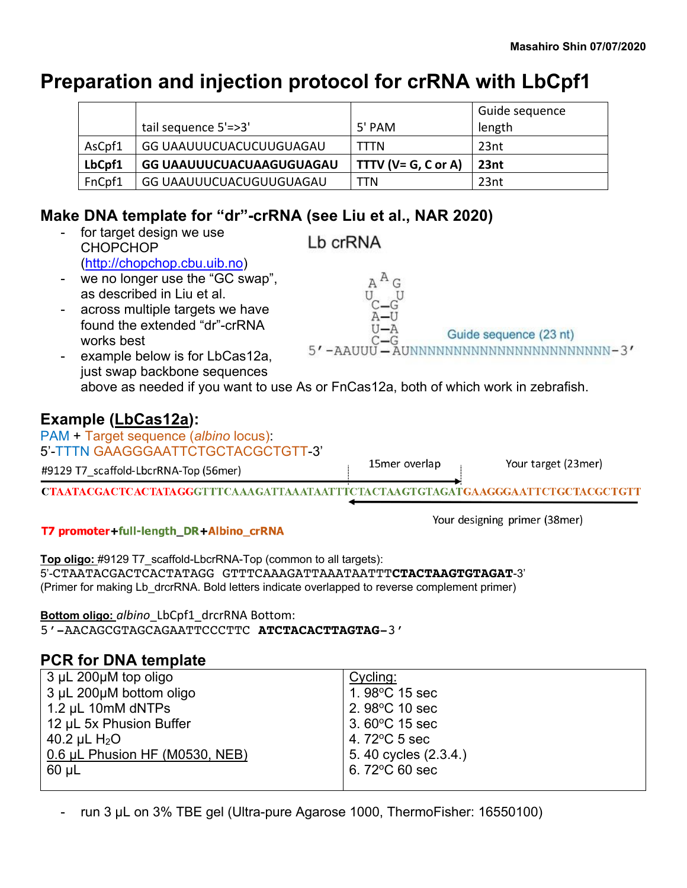Masahiro Shin 07/07/2020

# Preparation and injection protocol for crRNA with LbCpf1

| | tail sequence 5'=>3' | 5' PAM | Guide sequence length |
|---|---|---|---|
| AsCpf1 | GG UAAUUUCUACUCUUGUAGAU | TTTN | 23nt |
| **LbCpf1** | **GG UAAUUUCUACUAAGUGUAGAU** | **TTTV (V= G, C or A)** | **23nt** |
| FnCpf1 | GG UAAUUUCUACUGUUGUAGAU | TTN | 23nt |

## Make DNA template for "dr"-crRNA (see Liu et al., NAR 2020)

- for target design we use CHOPCHOP (http://chopchop.cbu.uib.no)
- we no longer use the "GC swap", as described in Liu et al.
- across multiple targets we have found the extended "dr"-crRNA works best
- example below is for LbCas12a, just swap backbone sequences above as needed if you want to use As or FnCas12a, both of which work in zebrafish.

Lb crRNA

```
  A A G
 U     U
  C—G
  A—U
  U—A
  C—G
5′-AAUUU—AUNNNNNNNNNNNNNNNNNNNNNNN-3′
```

Guide sequence (23 nt)

## Example (LbCas12a):

PAM + Target sequence (*albino* locus):
5'-TTTN GAAGGGAATTCTGCTACGCTGTT-3'

#9129 T7_scaffold-LbcrRNA-Top (56mer) — 15mer overlap — Your target (23mer)

CTAATACGACTCACTATAGGGTTTCAAAGATTAAATAATTTCTACTAAGTGTAGATGAAGGGAATTCTGCTACGCTGTT

Your designing primer (38mer)

**T7 promoter+full-length_DR+Albino_crRNA**

**Top oligo:** #9129 T7_scaffold-LbcrRNA-Top (common to all targets):
5'-CTAATACGACTCACTATAGG GTTTCAAAGATTAAATAATTT**CTACTAAGTGTAGAT**-3'
(Primer for making Lb_drcrRNA. Bold letters indicate overlapped to reverse complement primer)

**Bottom oligo:** *albino*_LbCpf1_drcrRNA Bottom:
5'-AACAGCGTAGCAGAATTCCCTTC **ATCTACACTTAGTAG**-3'

## PCR for DNA template

| | Cycling: |
|---|---|
| 3 µL 200µM top oligo | 1. 98°C 15 sec |
| 3 µL 200µM bottom oligo | 2. 98°C 10 sec |
| 1.2 µL 10mM dNTPs | 3. 60°C 15 sec |
| 12 µL 5x Phusion Buffer | 4. 72°C 5 sec |
| 40.2 µL $H_2O$ | 5. 40 cycles (2.3.4.) |
| 0.6 µL Phusion HF (M0530, NEB) | 6. 72°C 60 sec |
| 60 µL | |

- run 3 µL on 3% TBE gel (Ultra-pure Agarose 1000, ThermoFisher: 16550100)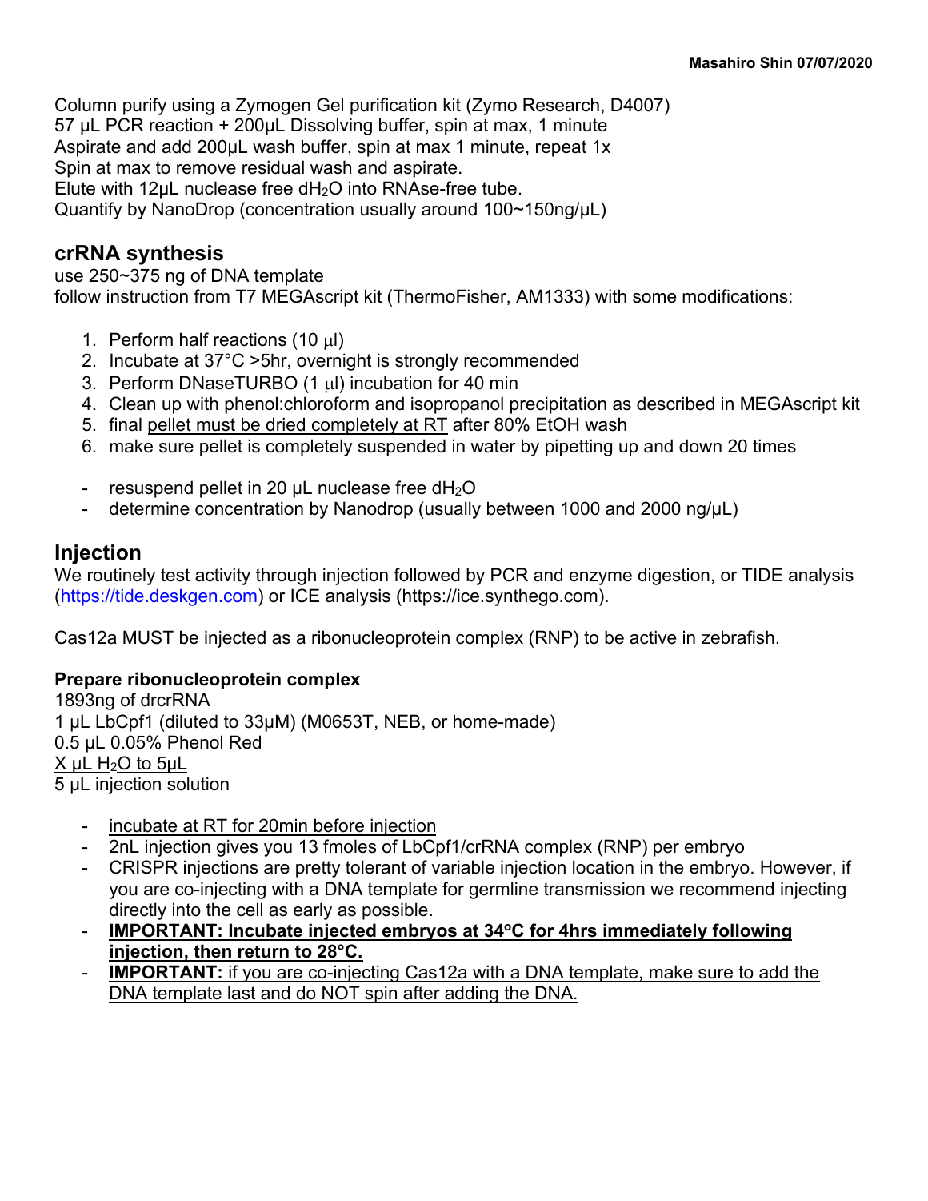Column purify using a Zymogen Gel purification kit (Zymo Research, D4007)
57 µL PCR reaction + 200µL Dissolving buffer, spin at max, 1 minute
Aspirate and add 200µL wash buffer, spin at max 1 minute, repeat 1x
Spin at max to remove residual wash and aspirate.
Elute with 12µL nuclease free $dH_2O$ into RNAse-free tube.
Quantify by NanoDrop (concentration usually around 100~150ng/µL)

## crRNA synthesis

use 250~375 ng of DNA template
follow instruction from T7 MEGAscript kit (ThermoFisher, AM1333) with some modifications:

1. Perform half reactions (10 µl)
2. Incubate at 37°C >5hr, overnight is strongly recommended
3. Perform DNaseTURBO (1 µl) incubation for 40 min
4. Clean up with phenol:chloroform and isopropanol precipitation as described in MEGAscript kit
5. final pellet must be dried completely at RT after 80% EtOH wash
6. make sure pellet is completely suspended in water by pipetting up and down 20 times

- resuspend pellet in 20 µL nuclease free $dH_2O$
- determine concentration by Nanodrop (usually between 1000 and 2000 ng/µL)

## Injection

We routinely test activity through injection followed by PCR and enzyme digestion, or TIDE analysis (https://tide.deskgen.com) or ICE analysis (https://ice.synthego.com).

Cas12a MUST be injected as a ribonucleoprotein complex (RNP) to be active in zebrafish.

**Prepare ribonucleoprotein complex**

1893ng of drcrRNA
1 µL LbCpf1 (diluted to 33µM) (M0653T, NEB, or home-made)
0.5 µL 0.05% Phenol Red
X µL $H_2O$ to 5µL
5 µL injection solution

- incubate at RT for 20min before injection
- 2nL injection gives you 13 fmoles of LbCpf1/crRNA complex (RNP) per embryo
- CRISPR injections are pretty tolerant of variable injection location in the embryo. However, if you are co-injecting with a DNA template for germline transmission we recommend injecting directly into the cell as early as possible.
- **IMPORTANT: Incubate injected embryos at 34ºC for 4hrs immediately following injection, then return to 28°C.**
- **IMPORTANT:** if you are co-injecting Cas12a with a DNA template, make sure to add the DNA template last and do NOT spin after adding the DNA.